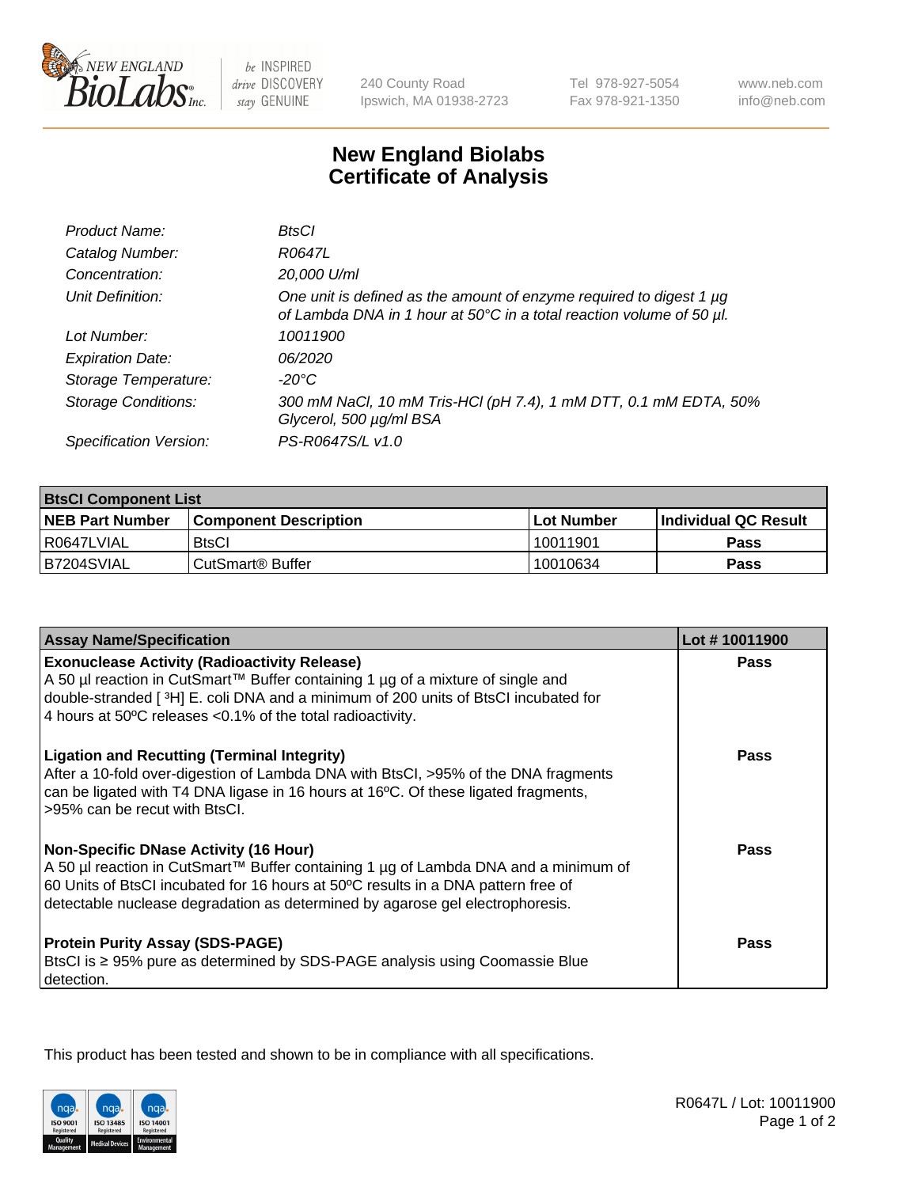# New England Biolabs
## Certificate of Analysis

| | |
|---|---|
| *Product Name:* | *BtsCI* |
| *Catalog Number:* | *R0647L* |
| *Concentration:* | *20,000 U/ml* |
| *Unit Definition:* | *One unit is defined as the amount of enzyme required to digest 1 µg of Lambda DNA in 1 hour at 50°C in a total reaction volume of 50 µl.* |
| *Lot Number:* | *10011900* |
| *Expiration Date:* | *06/2020* |
| *Storage Temperature:* | *-20°C* |
| *Storage Conditions:* | *300 mM NaCl, 10 mM Tris-HCl (pH 7.4), 1 mM DTT, 0.1 mM EDTA, 50% Glycerol, 500 µg/ml BSA* |
| *Specification Version:* | *PS-R0647S/L v1.0* |

| **BtsCI Component List** | | | |
|---|---|---|---|
| **NEB Part Number** | **Component Description** | **Lot Number** | **Individual QC Result** |
| R0647LVIAL | BtsCI | 10011901 | **Pass** |
| B7204SVIAL | CutSmart® Buffer | 10010634 | **Pass** |

| **Assay Name/Specification** | **Lot # 10011900** |
|---|---|
| **Exonuclease Activity (Radioactivity Release)** A 50 µl reaction in CutSmart™ Buffer containing 1 µg of a mixture of single and double-stranded [ $^3$H] E. coli DNA and a minimum of 200 units of BtsCI incubated for 4 hours at 50ºC releases <0.1% of the total radioactivity. | **Pass** |
| **Ligation and Recutting (Terminal Integrity)** After a 10-fold over-digestion of Lambda DNA with BtsCI, >95% of the DNA fragments can be ligated with T4 DNA ligase in 16 hours at 16ºC. Of these ligated fragments, >95% can be recut with BtsCI. | **Pass** |
| **Non-Specific DNase Activity (16 Hour)** A 50 µl reaction in CutSmart™ Buffer containing 1 µg of Lambda DNA and a minimum of 60 Units of BtsCI incubated for 16 hours at 50ºC results in a DNA pattern free of detectable nuclease degradation as determined by agarose gel electrophoresis. | **Pass** |
| **Protein Purity Assay (SDS-PAGE)** BtsCI is ≥ 95% pure as determined by SDS-PAGE analysis using Coomassie Blue detection. | **Pass** |

This product has been tested and shown to be in compliance with all specifications.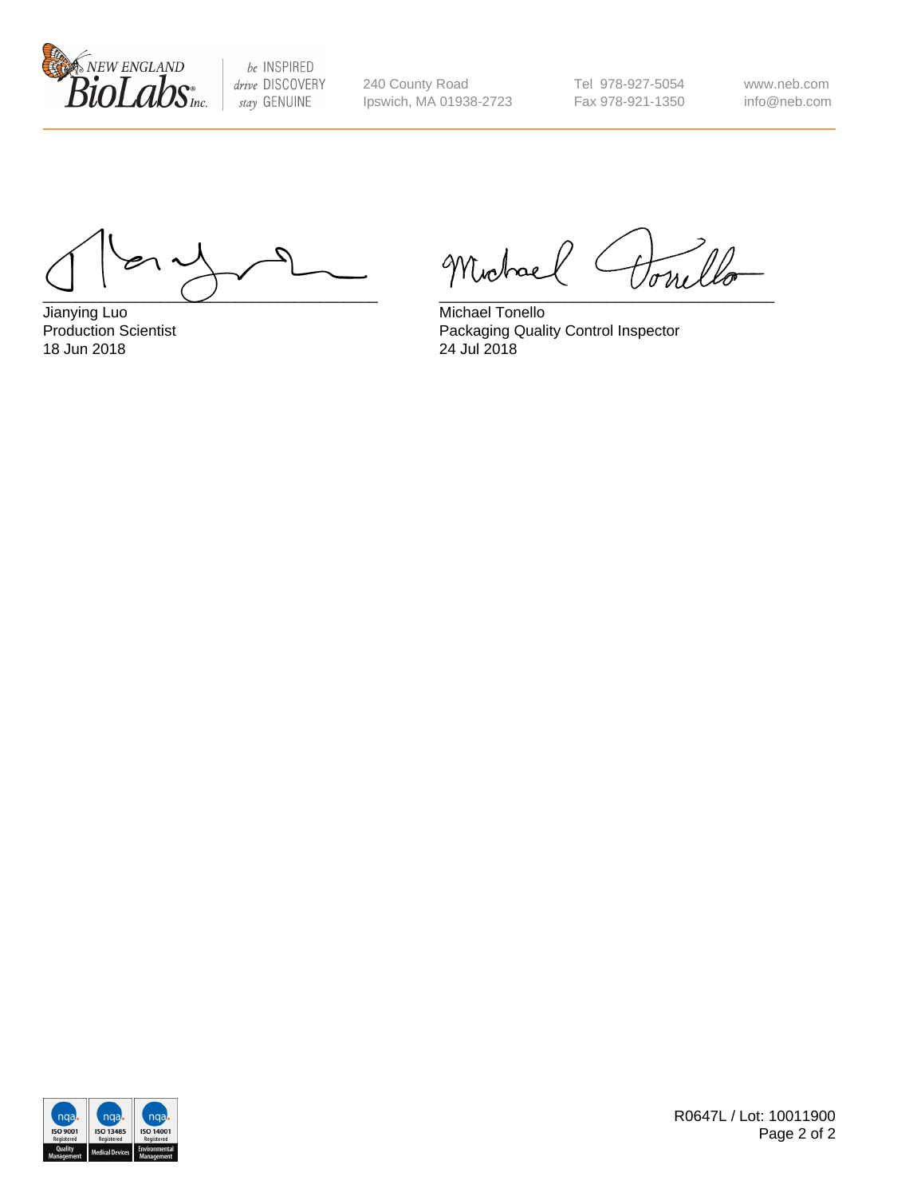Jianying Luo
Production Scientist
18 Jun 2018

Michael Tonello
Packaging Quality Control Inspector
24 Jul 2018

R0647L / Lot: 10011900